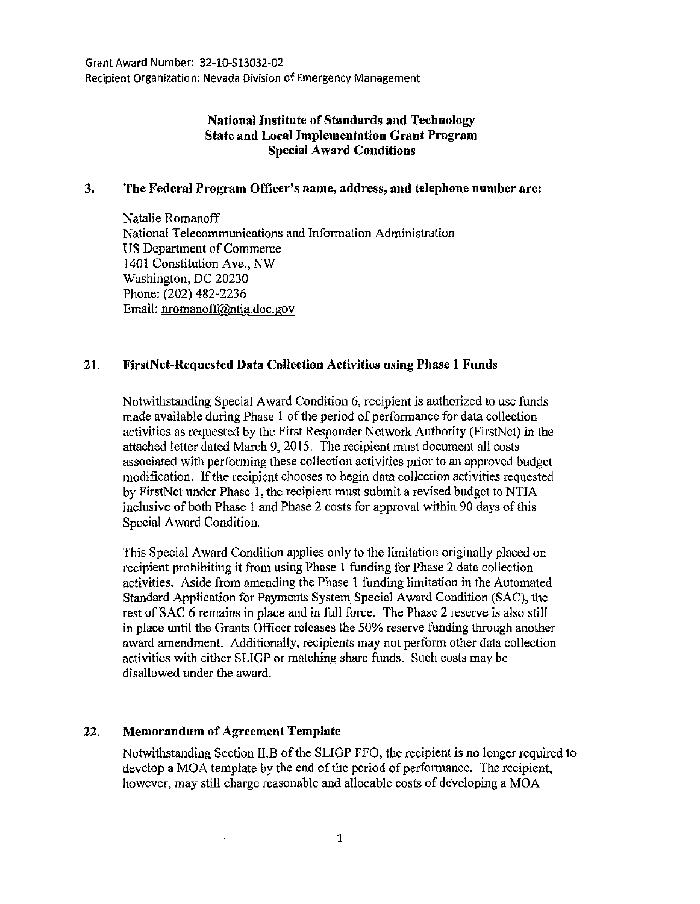Grant Award Number: 32-10-S13032-02
Recipient Organization: Nevada Division of Emergency Management

**National Institute of Standards and Technology**
**State and Local Implementation Grant Program**
**Special Award Conditions**

**3. The Federal Program Officer's name, address, and telephone number are:**

Natalie Romanoff
National Telecommunications and Information Administration
US Department of Commerce
1401 Constitution Ave., NW
Washington, DC 20230
Phone: (202) 482-2236
Email: nromanoff@ntia.doc.gov

**21. FirstNet-Requested Data Collection Activities using Phase 1 Funds**

Notwithstanding Special Award Condition 6, recipient is authorized to use funds made available during Phase 1 of the period of performance for data collection activities as requested by the First Responder Network Authority (FirstNet) in the attached letter dated March 9, 2015. The recipient must document all costs associated with performing these collection activities prior to an approved budget modification. If the recipient chooses to begin data collection activities requested by FirstNet under Phase 1, the recipient must submit a revised budget to NTIA inclusive of both Phase 1 and Phase 2 costs for approval within 90 days of this Special Award Condition.

This Special Award Condition applies only to the limitation originally placed on recipient prohibiting it from using Phase 1 funding for Phase 2 data collection activities. Aside from amending the Phase 1 funding limitation in the Automated Standard Application for Payments System Special Award Condition (SAC), the rest of SAC 6 remains in place and in full force. The Phase 2 reserve is also still in place until the Grants Officer releases the 50% reserve funding through another award amendment. Additionally, recipients may not perform other data collection activities with either SLIGP or matching share funds. Such costs may be disallowed under the award.

**22. Memorandum of Agreement Template**

Notwithstanding Section II.B of the SLIGP FFO, the recipient is no longer required to develop a MOA template by the end of the period of performance. The recipient, however, may still charge reasonable and allocable costs of developing a MOA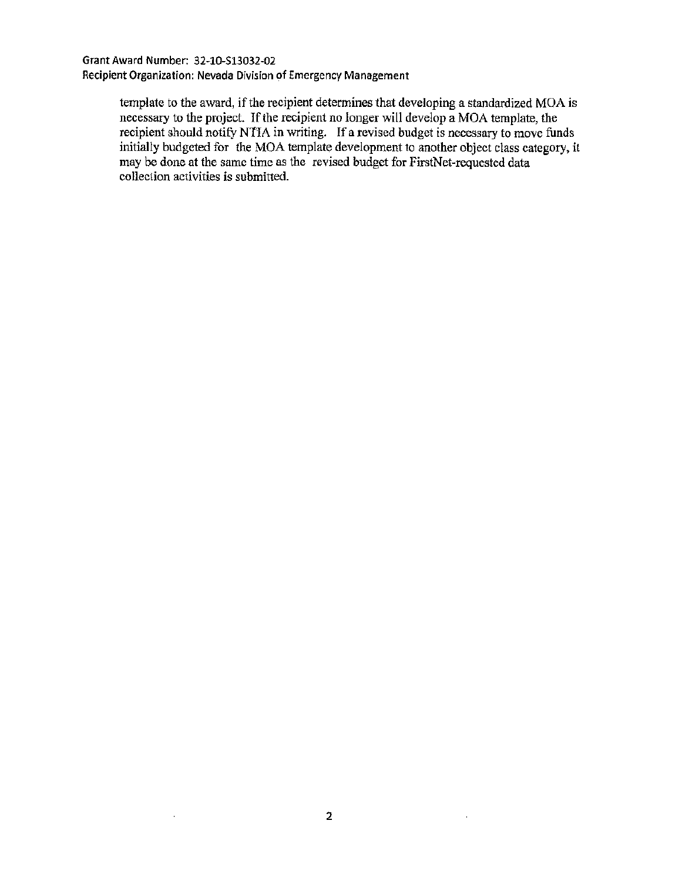template to the award, if the recipient determines that developing a standardized MOA is necessary to the project. If the recipient no longer will develop a MOA template, the recipient should notify NTIA in writing. If a revised budget is necessary to move funds initially budgeted for the MOA template development to another object class category, it may be done at the same time as the revised budget for FirstNet-requested data collection activities is submitted.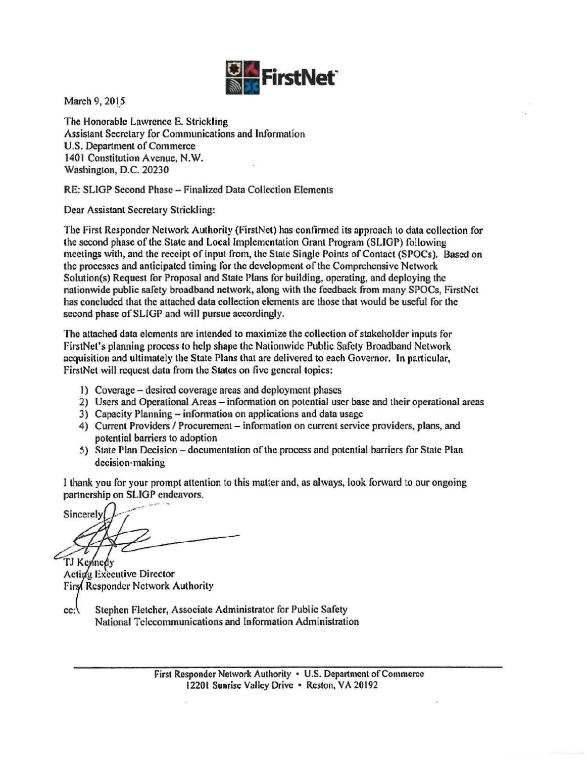FirstNet

March 9, 2015

The Honorable Lawrence E. Strickling
Assistant Secretary for Communications and Information
U.S. Department of Commerce
1401 Constitution Avenue, N.W.
Washington, D.C. 20230

RE: SLIGP Second Phase – Finalized Data Collection Elements

Dear Assistant Secretary Strickling:

The First Responder Network Authority (FirstNet) has confirmed its approach to data collection for the second phase of the State and Local Implementation Grant Program (SLIGP) following meetings with, and the receipt of input from, the State Single Points of Contact (SPOCs). Based on the processes and anticipated timing for the development of the Comprehensive Network Solution(s) Request for Proposal and State Plans for building, operating, and deploying the nationwide public safety broadband network, along with the feedback from many SPOCs, FirstNet has concluded that the attached data collection elements are those that would be useful for the second phase of SLIGP and will pursue accordingly.

The attached data elements are intended to maximize the collection of stakeholder inputs for FirstNet's planning process to help shape the Nationwide Public Safety Broadband Network acquisition and ultimately the State Plans that are delivered to each Governor. In particular, FirstNet will request data from the States on five general topics:

1) Coverage – desired coverage areas and deployment phases
2) Users and Operational Areas – information on potential user base and their operational areas
3) Capacity Planning – information on applications and data usage
4) Current Providers / Procurement – information on current service providers, plans, and potential barriers to adoption
5) State Plan Decision – documentation of the process and potential barriers for State Plan decision-making

I thank you for your prompt attention to this matter and, as always, look forward to our ongoing partnership on SLIGP endeavors.

Sincerely,

TJ Kennedy
Acting Executive Director
First Responder Network Authority

cc: Stephen Fletcher, Associate Administrator for Public Safety
National Telecommunications and Information Administration

First Responder Network Authority • U.S. Department of Commerce
12201 Sunrise Valley Drive • Reston, VA 20192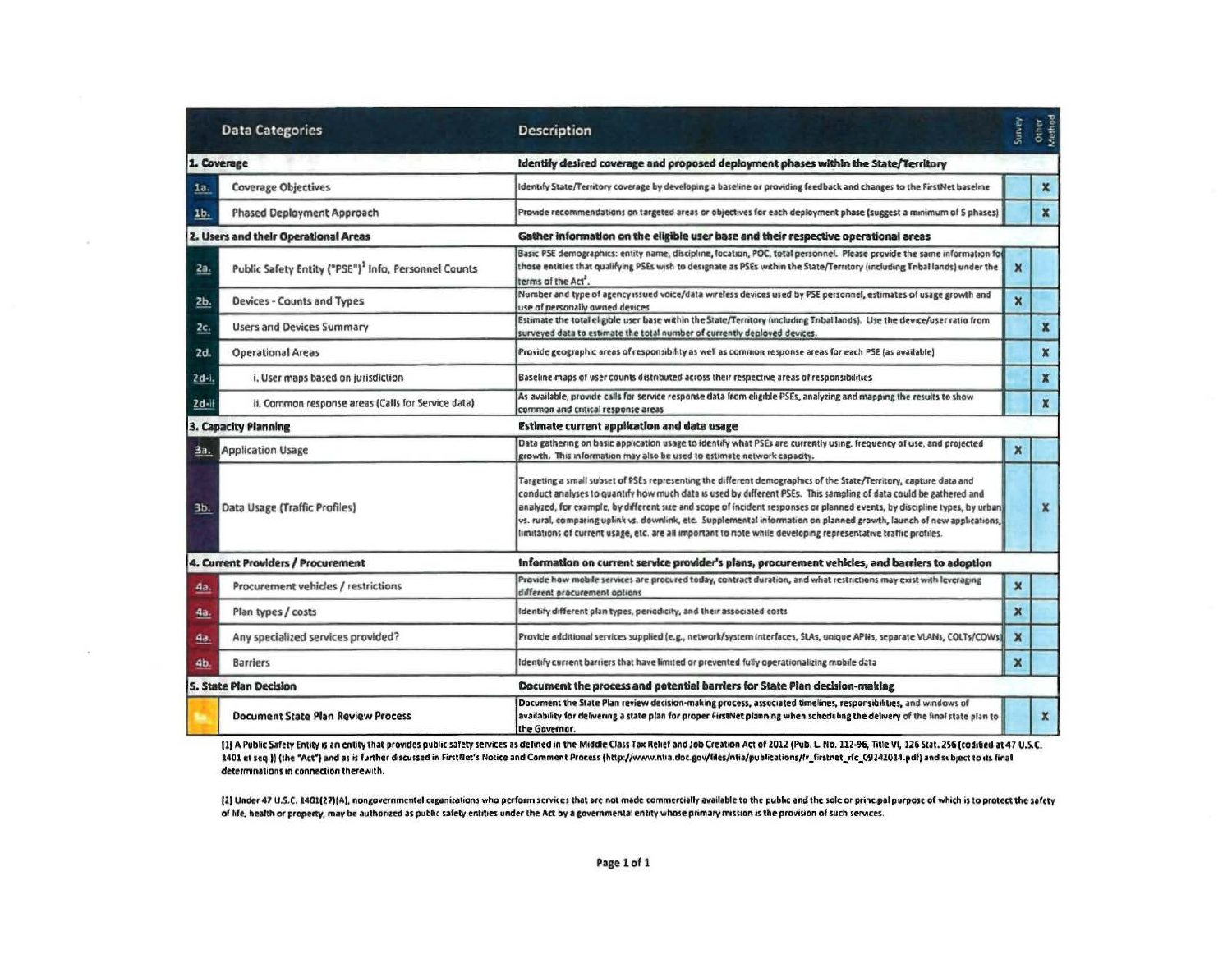| | Data Categories | Description | Survey | Other Method |
|---|---|---|---|---|
| **1. Coverage** | | **Identify desired coverage and proposed deployment phases within the State/Territory** | | |
| 1a. | Coverage Objectives | Identify State/Territory coverage by developing a baseline or providing feedback and changes to the FirstNet baseline | | x |
| 1b. | Phased Deployment Approach | Provide recommendations on targeted areas or objectives for each deployment phase (suggest a minimum of 5 phases) | | x |
| **2. Users and their Operational Areas** | | **Gather information on the eligible user base and their respective operational areas** | | |
| 2a. | Public Safety Entity ("PSE")[1] Info, Personnel Counts | Basic PSE demographics: entity name, discipline, location, POC, total personnel. Please provide the same information for those entities that qualifying PSEs wish to designate as PSEs within the State/Territory (including Tribal lands) under the terms of the Act[2]. | x | |
| 2b. | Devices - Counts and Types | Number and type of agency issued voice/data wireless devices used by PSE personnel, estimates of usage growth and use of personally owned devices | x | |
| 2c. | Users and Devices Summary | Estimate the total eligible user base within the State/Territory (including Tribal lands). Use the device/user ratio from surveyed data to estimate the total number of currently deployed devices. | | x |
| 2d. | Operational Areas | Provide geographic areas of responsibility as well as common response areas for each PSE (as available) | | x |
| 2d-i. | i. User maps based on jurisdiction | Baseline maps of user counts distributed across their respective areas of responsibilities | | x |
| 2d-ii | ii. Common response areas (Calls for Service data) | As available, provide calls for service response data from eligible PSEs, analyzing and mapping the results to show common and critical response areas | | x |
| **3. Capacity Planning** | | **Estimate current application and data usage** | | |
| 3a. | Application Usage | Data gathering on basic application usage to identify what PSEs are currently using, frequency of use, and projected growth. This information may also be used to estimate network capacity. | x | |
| 3b. | Data Usage (Traffic Profiles) | Targeting a small subset of PSEs representing the different demographics of the State/Territory, capture data and conduct analyses to quantify how much data is used by different PSEs. This sampling of data could be gathered and analyzed, for example, by different size and scope of incident responses or planned events, by discipline types, by urban vs. rural, comparing uplink vs. downlink, etc. Supplemental information on planned growth, launch of new applications, limitations of current usage, etc. are all important to note while developing representative traffic profiles. | | x |
| **4. Current Providers / Procurement** | | **Information on current service provider's plans, procurement vehicles, and barriers to adoption** | | |
| 4a. | Procurement vehicles / restrictions | Provide how mobile services are procured today, contract duration, and what restrictions may exist with leveraging different procurement options | x | |
| 4a. | Plan types / costs | Identify different plan types, periodicity, and their associated costs | x | |
| 4a. | Any specialized services provided? | Provide additional services supplied (e.g., network/system interfaces, SLAs, unique APNs, separate VLANs, COLTs/COWs) | x | |
| 4b. | Barriers | Identify current barriers that have limited or prevented fully operationalizing mobile data | x | |
| **5. State Plan Decision** | | **Document the process and potential barriers for State Plan decision-making** | | |
| 5. | Document State Plan Review Process | Document the State Plan review decision-making process, associated timelines, responsibilities, and windows of availability for delivering a state plan for proper FirstNet planning when scheduling the delivery of the final state plan to the Governor. | | x |

[1] A Public Safety Entity is an entity that provides public safety services as defined in the Middle Class Tax Relief and Job Creation Act of 2012 (Pub. L. No. 112-96, Title VI, 126 Stat. 256 (codified at 47 U.S.C. 1401 et seq.)) (the "Act") and as is further discussed in FirstNet's Notice and Comment Process (http://www.ntia.doc.gov/files/ntia/publications/fr_firstnet_rfc_09242014.pdf) and subject to its final determinations in connection therewith.

[2] Under 47 U.S.C. 1401(27)(A), nongovernmental organizations who perform services that are not made commercially available to the public and the sole or principal purpose of which is to protect the safety of life, health or property, may be authorized as public safety entities under the Act by a governmental entity whose primary mission is the provision of such services.